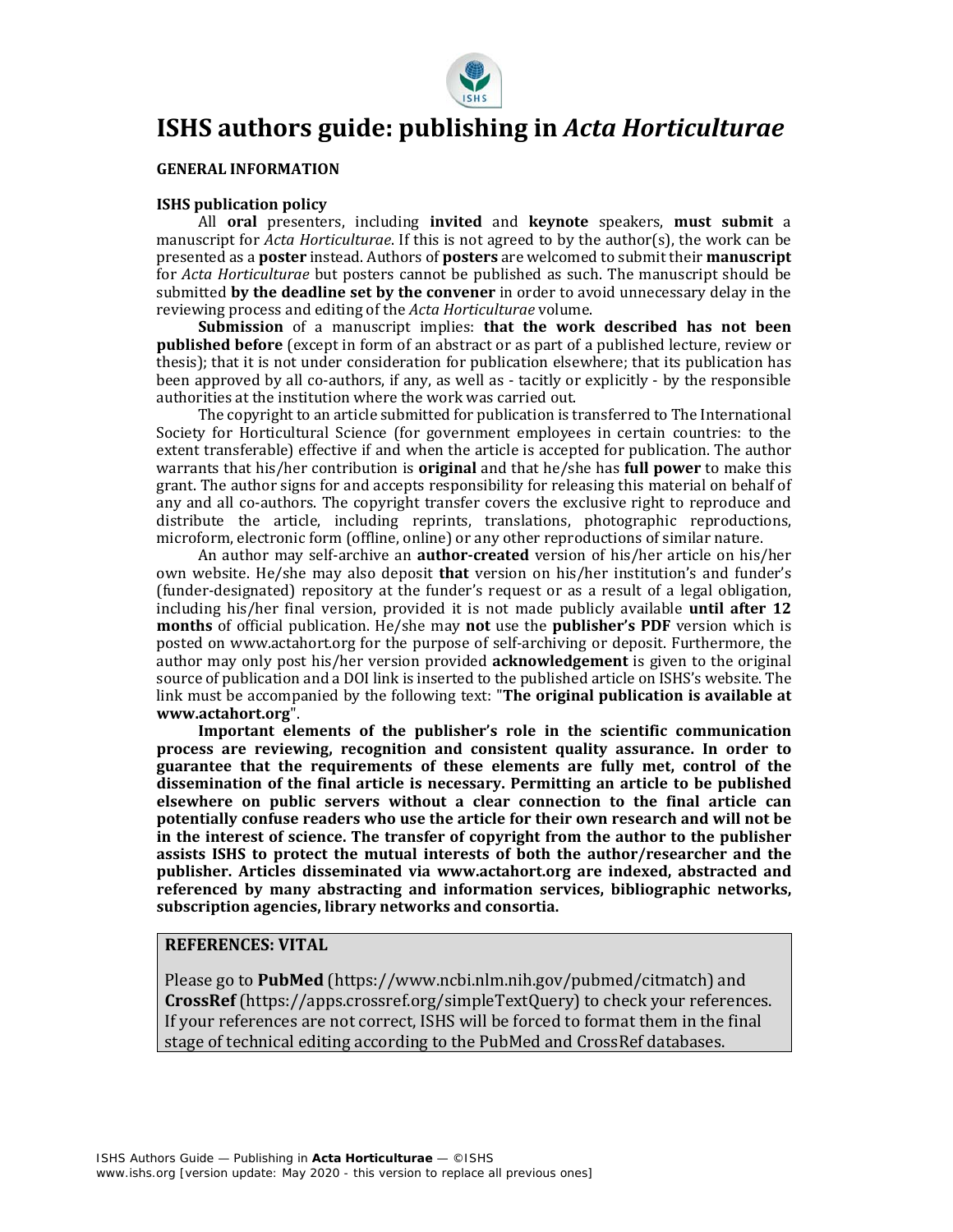# ISHS authors guide: publishing in *Acta Horticulturae*

## GENERAL INFORMATION

### ISHS publication policy

All **oral** presenters, including **invited** and **keynote** speakers, **must submit** a manuscript for *Acta Horticulturae*. If this is not agreed to by the author(s), the work can be presented as a **poster** instead. Authors of **posters** are welcomed to submit their **manuscript** for *Acta Horticulturae* but posters cannot be published as such. The manuscript should be submitted **by the deadline set by the convener** in order to avoid unnecessary delay in the reviewing process and editing of the *Acta Horticulturae* volume.

**Submission** of a manuscript implies: **that the work described has not been published before** (except in form of an abstract or as part of a published lecture, review or thesis); that it is not under consideration for publication elsewhere; that its publication has been approved by all co-authors, if any, as well as - tacitly or explicitly - by the responsible authorities at the institution where the work was carried out.

The copyright to an article submitted for publication is transferred to The International Society for Horticultural Science (for government employees in certain countries: to the extent transferable) effective if and when the article is accepted for publication. The author warrants that his/her contribution is **original** and that he/she has **full power** to make this grant. The author signs for and accepts responsibility for releasing this material on behalf of any and all co-authors. The copyright transfer covers the exclusive right to reproduce and distribute the article, including reprints, translations, photographic reproductions, microform, electronic form (offline, online) or any other reproductions of similar nature.

An author may self-archive an **author-created** version of his/her article on his/her own website. He/she may also deposit **that** version on his/her institution's and funder's (funder-designated) repository at the funder's request or as a result of a legal obligation, including his/her final version, provided it is not made publicly available **until after 12 months** of official publication. He/she may **not** use the **publisher's PDF** version which is posted on www.actahort.org for the purpose of self-archiving or deposit. Furthermore, the author may only post his/her version provided **acknowledgement** is given to the original source of publication and a DOI link is inserted to the published article on ISHS's website. The link must be accompanied by the following text: "**The original publication is available at www.actahort.org**".

**Important elements of the publisher's role in the scientific communication process are reviewing, recognition and consistent quality assurance. In order to guarantee that the requirements of these elements are fully met, control of the dissemination of the final article is necessary. Permitting an article to be published elsewhere on public servers without a clear connection to the final article can potentially confuse readers who use the article for their own research and will not be in the interest of science. The transfer of copyright from the author to the publisher assists ISHS to protect the mutual interests of both the author/researcher and the publisher. Articles disseminated via www.actahort.org are indexed, abstracted and referenced by many abstracting and information services, bibliographic networks, subscription agencies, library networks and consortia.**

### REFERENCES: VITAL

Please go to **PubMed** (https://www.ncbi.nlm.nih.gov/pubmed/citmatch) and **CrossRef** (https://apps.crossref.org/simpleTextQuery) to check your references. If your references are not correct, ISHS will be forced to format them in the final stage of technical editing according to the PubMed and CrossRef databases.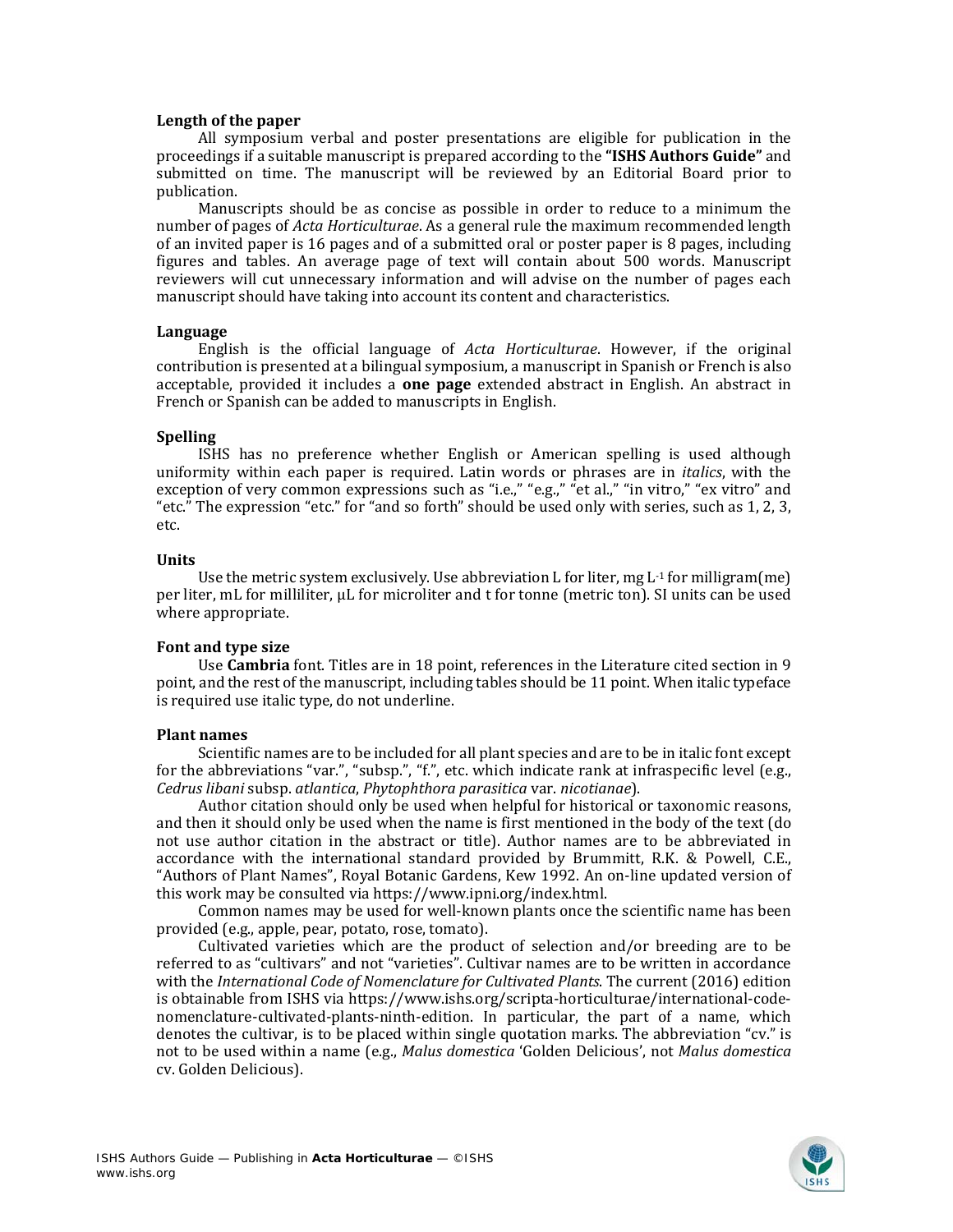**Length of the paper**

All symposium verbal and poster presentations are eligible for publication in the proceedings if a suitable manuscript is prepared according to the **"ISHS Authors Guide"** and submitted on time. The manuscript will be reviewed by an Editorial Board prior to publication.

Manuscripts should be as concise as possible in order to reduce to a minimum the number of pages of *Acta Horticulturae*. As a general rule the maximum recommended length of an invited paper is 16 pages and of a submitted oral or poster paper is 8 pages, including figures and tables. An average page of text will contain about 500 words. Manuscript reviewers will cut unnecessary information and will advise on the number of pages each manuscript should have taking into account its content and characteristics.

**Language**

English is the official language of *Acta Horticulturae*. However, if the original contribution is presented at a bilingual symposium, a manuscript in Spanish or French is also acceptable, provided it includes a **one page** extended abstract in English. An abstract in French or Spanish can be added to manuscripts in English.

**Spelling**

ISHS has no preference whether English or American spelling is used although uniformity within each paper is required. Latin words or phrases are in *italics*, with the exception of very common expressions such as "i.e.," "e.g.," "et al.," "in vitro," "ex vitro" and "etc." The expression "etc." for "and so forth" should be used only with series, such as 1, 2, 3, etc.

**Units**

Use the metric system exclusively. Use abbreviation L for liter, mg $L^{-1}$ for milligram(me) per liter, mL for milliliter, µL for microliter and t for tonne (metric ton). SI units can be used where appropriate.

**Font and type size**

Use **Cambria** font. Titles are in 18 point, references in the Literature cited section in 9 point, and the rest of the manuscript, including tables should be 11 point. When italic typeface is required use italic type, do not underline.

**Plant names**

Scientific names are to be included for all plant species and are to be in italic font except for the abbreviations "var.", "subsp.", "f.", etc. which indicate rank at infraspecific level (e.g., *Cedrus libani* subsp. *atlantica*, *Phytophthora parasitica* var. *nicotianae*).

Author citation should only be used when helpful for historical or taxonomic reasons, and then it should only be used when the name is first mentioned in the body of the text (do not use author citation in the abstract or title). Author names are to be abbreviated in accordance with the international standard provided by Brummitt, R.K. & Powell, C.E., "Authors of Plant Names", Royal Botanic Gardens, Kew 1992. An on-line updated version of this work may be consulted via https://www.ipni.org/index.html.

Common names may be used for well-known plants once the scientific name has been provided (e.g., apple, pear, potato, rose, tomato).

Cultivated varieties which are the product of selection and/or breeding are to be referred to as "cultivars" and not "varieties". Cultivar names are to be written in accordance with the *International Code of Nomenclature for Cultivated Plants*. The current (2016) edition is obtainable from ISHS via https://www.ishs.org/scripta-horticulturae/international-code-nomenclature-cultivated-plants-ninth-edition. In particular, the part of a name, which denotes the cultivar, is to be placed within single quotation marks. The abbreviation "cv." is not to be used within a name (e.g., *Malus domestica* 'Golden Delicious', not *Malus domestica* cv. Golden Delicious).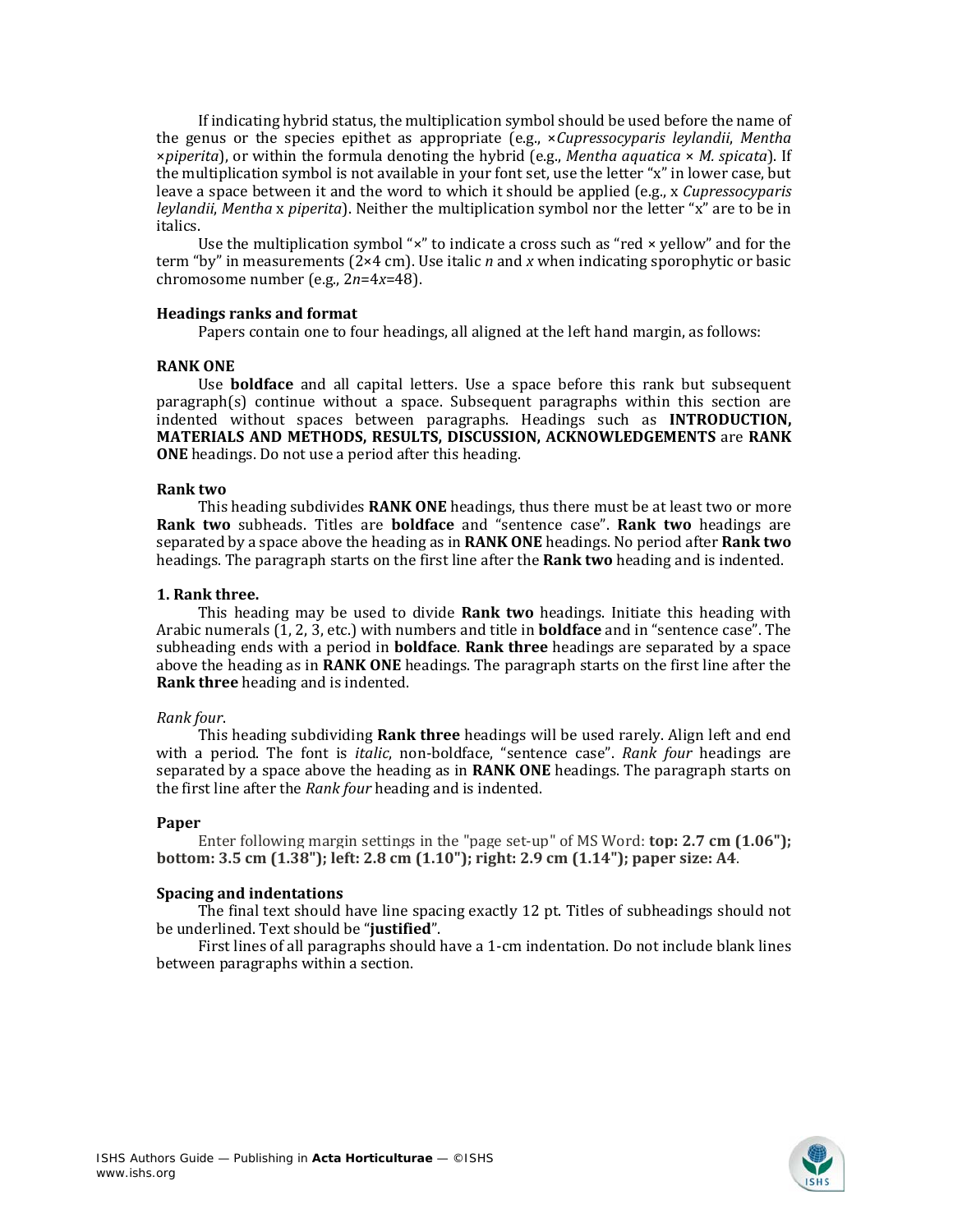If indicating hybrid status, the multiplication symbol should be used before the name of the genus or the species epithet as appropriate (e.g., ×*Cupressocyparis leylandii*, *Mentha* ×*piperita*), or within the formula denoting the hybrid (e.g., *Mentha aquatica* × *M. spicata*). If the multiplication symbol is not available in your font set, use the letter "x" in lower case, but leave a space between it and the word to which it should be applied (e.g., x *Cupressocyparis leylandii*, *Mentha* x *piperita*). Neither the multiplication symbol nor the letter "x" are to be in italics.

Use the multiplication symbol "×" to indicate a cross such as "red × yellow" and for the term "by" in measurements (2×4 cm). Use italic *n* and *x* when indicating sporophytic or basic chromosome number (e.g., $2n=4x=48$).

**Headings ranks and format**

Papers contain one to four headings, all aligned at the left hand margin, as follows:

**RANK ONE**

Use **boldface** and all capital letters. Use a space before this rank but subsequent paragraph(s) continue without a space. Subsequent paragraphs within this section are indented without spaces between paragraphs. Headings such as **INTRODUCTION, MATERIALS AND METHODS, RESULTS, DISCUSSION, ACKNOWLEDGEMENTS** are **RANK ONE** headings. Do not use a period after this heading.

**Rank two**

This heading subdivides **RANK ONE** headings, thus there must be at least two or more **Rank two** subheads. Titles are **boldface** and "sentence case". **Rank two** headings are separated by a space above the heading as in **RANK ONE** headings. No period after **Rank two** headings. The paragraph starts on the first line after the **Rank two** heading and is indented.

**1. Rank three.**

This heading may be used to divide **Rank two** headings. Initiate this heading with Arabic numerals (1, 2, 3, etc.) with numbers and title in **boldface** and in "sentence case". The subheading ends with a period in **boldface**. **Rank three** headings are separated by a space above the heading as in **RANK ONE** headings. The paragraph starts on the first line after the **Rank three** heading and is indented.

*Rank four*.

This heading subdividing **Rank three** headings will be used rarely. Align left and end with a period. The font is *italic*, non-boldface, "sentence case". *Rank four* headings are separated by a space above the heading as in **RANK ONE** headings. The paragraph starts on the first line after the *Rank four* heading and is indented.

**Paper**

Enter following margin settings in the "page set-up" of MS Word: **top: 2.7 cm (1.06"); bottom: 3.5 cm (1.38"); left: 2.8 cm (1.10"); right: 2.9 cm (1.14"); paper size: A4**.

**Spacing and indentations**

The final text should have line spacing exactly 12 pt. Titles of subheadings should not be underlined. Text should be "**justified**".

First lines of all paragraphs should have a 1-cm indentation. Do not include blank lines between paragraphs within a section.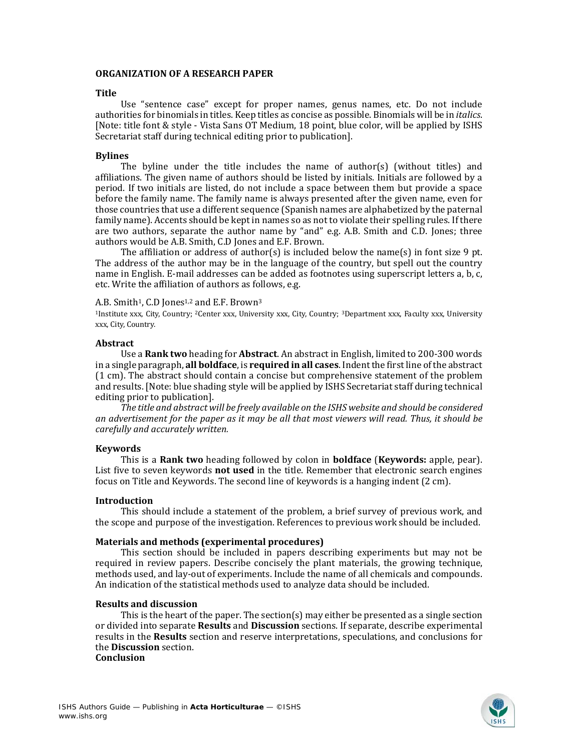## ORGANIZATION OF A RESEARCH PAPER

### Title

Use "sentence case" except for proper names, genus names, etc. Do not include authorities for binomials in titles. Keep titles as concise as possible. Binomials will be in *italics*. [Note: title font & style - Vista Sans OT Medium, 18 point, blue color, will be applied by ISHS Secretariat staff during technical editing prior to publication].

### Bylines

The byline under the title includes the name of author(s) (without titles) and affiliations. The given name of authors should be listed by initials. Initials are followed by a period. If two initials are listed, do not include a space between them but provide a space before the family name. The family name is always presented after the given name, even for those countries that use a different sequence (Spanish names are alphabetized by the paternal family name). Accents should be kept in names so as not to violate their spelling rules. If there are two authors, separate the author name by "and" e.g. A.B. Smith and C.D. Jones; three authors would be A.B. Smith, C.D Jones and E.F. Brown.

The affiliation or address of author(s) is included below the name(s) in font size 9 pt. The address of the author may be in the language of the country, but spell out the country name in English. E-mail addresses can be added as footnotes using superscript letters a, b, c, etc. Write the affiliation of authors as follows, e.g.

A.B. Smith[1], C.D Jones[1,2] and E.F. Brown[3]

[1]Institute xxx, City, Country; [2]Center xxx, University xxx, City, Country; [3]Department xxx, Faculty xxx, University xxx, City, Country.

### Abstract

Use a **Rank two** heading for **Abstract**. An abstract in English, limited to 200-300 words in a single paragraph, **all boldface**, is **required in all cases**. Indent the first line of the abstract (1 cm). The abstract should contain a concise but comprehensive statement of the problem and results. [Note: blue shading style will be applied by ISHS Secretariat staff during technical editing prior to publication].

*The title and abstract will be freely available on the ISHS website and should be considered an advertisement for the paper as it may be all that most viewers will read. Thus, it should be carefully and accurately written.*

### Keywords

This is a **Rank two** heading followed by colon in **boldface** (**Keywords:** apple, pear). List five to seven keywords **not used** in the title. Remember that electronic search engines focus on Title and Keywords. The second line of keywords is a hanging indent (2 cm).

### Introduction

This should include a statement of the problem, a brief survey of previous work, and the scope and purpose of the investigation. References to previous work should be included.

### Materials and methods (experimental procedures)

This section should be included in papers describing experiments but may not be required in review papers. Describe concisely the plant materials, the growing technique, methods used, and lay-out of experiments. Include the name of all chemicals and compounds. An indication of the statistical methods used to analyze data should be included.

### Results and discussion

This is the heart of the paper. The section(s) may either be presented as a single section or divided into separate **Results** and **Discussion** sections. If separate, describe experimental results in the **Results** section and reserve interpretations, speculations, and conclusions for the **Discussion** section.

### Conclusion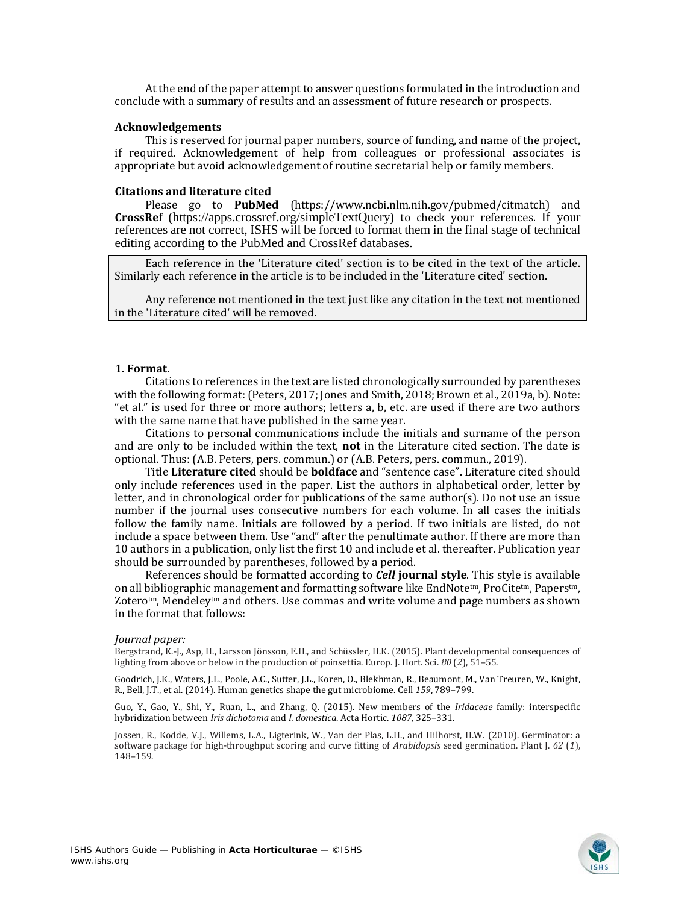At the end of the paper attempt to answer questions formulated in the introduction and conclude with a summary of results and an assessment of future research or prospects.

**Acknowledgements**

This is reserved for journal paper numbers, source of funding, and name of the project, if required. Acknowledgement of help from colleagues or professional associates is appropriate but avoid acknowledgement of routine secretarial help or family members.

**Citations and literature cited**

Please go to **PubMed** (https://www.ncbi.nlm.nih.gov/pubmed/citmatch) and **CrossRef** (https://apps.crossref.org/simpleTextQuery) to check your references. If your references are not correct, ISHS will be forced to format them in the final stage of technical editing according to the PubMed and CrossRef databases.

> Each reference in the 'Literature cited' section is to be cited in the text of the article. Similarly each reference in the article is to be included in the 'Literature cited' section.
>
> Any reference not mentioned in the text just like any citation in the text not mentioned in the 'Literature cited' will be removed.

**1. Format.**

Citations to references in the text are listed chronologically surrounded by parentheses with the following format: (Peters, 2017; Jones and Smith, 2018; Brown et al., 2019a, b). Note: "et al." is used for three or more authors; letters a, b, etc. are used if there are two authors with the same name that have published in the same year.

Citations to personal communications include the initials and surname of the person and are only to be included within the text, **not** in the Literature cited section. The date is optional. Thus: (A.B. Peters, pers. commun.) or (A.B. Peters, pers. commun., 2019).

Title **Literature cited** should be **boldface** and "sentence case". Literature cited should only include references used in the paper. List the authors in alphabetical order, letter by letter, and in chronological order for publications of the same author(s). Do not use an issue number if the journal uses consecutive numbers for each volume. In all cases the initials follow the family name. Initials are followed by a period. If two initials are listed, do not include a space between them. Use "and" after the penultimate author. If there are more than 10 authors in a publication, only list the first 10 and include et al. thereafter. Publication year should be surrounded by parentheses, followed by a period.

References should be formatted according to ***Cell* journal style**. This style is available on all bibliographic management and formatting software like EndNote[tm], ProCite[tm], Papers[tm], Zotero[tm], Mendeley[tm] and others. Use commas and write volume and page numbers as shown in the format that follows:

*Journal paper:*

Bergstrand, K.-J., Asp, H., Larsson Jönsson, E.H., and Schüssler, H.K. (2015). Plant developmental consequences of lighting from above or below in the production of poinsettia. Europ. J. Hort. Sci. *80* (*2*), 51–55.

Goodrich, J.K., Waters, J.L., Poole, A.C., Sutter, J.L., Koren, O., Blekhman, R., Beaumont, M., Van Treuren, W., Knight, R., Bell, J.T., et al. (2014). Human genetics shape the gut microbiome. Cell *159*, 789–799.

Guo, Y., Gao, Y., Shi, Y., Ruan, L., and Zhang, Q. (2015). New members of the *Iridaceae* family: interspecific hybridization between *Iris dichotoma* and *I. domestica*. Acta Hortic. *1087*, 325–331.

Jossen, R., Kodde, V.J., Willems, L.A., Ligterink, W., Van der Plas, L.H., and Hilhorst, H.W. (2010). Germinator: a software package for high-throughput scoring and curve fitting of *Arabidopsis* seed germination. Plant J. *62* (*1*), 148–159.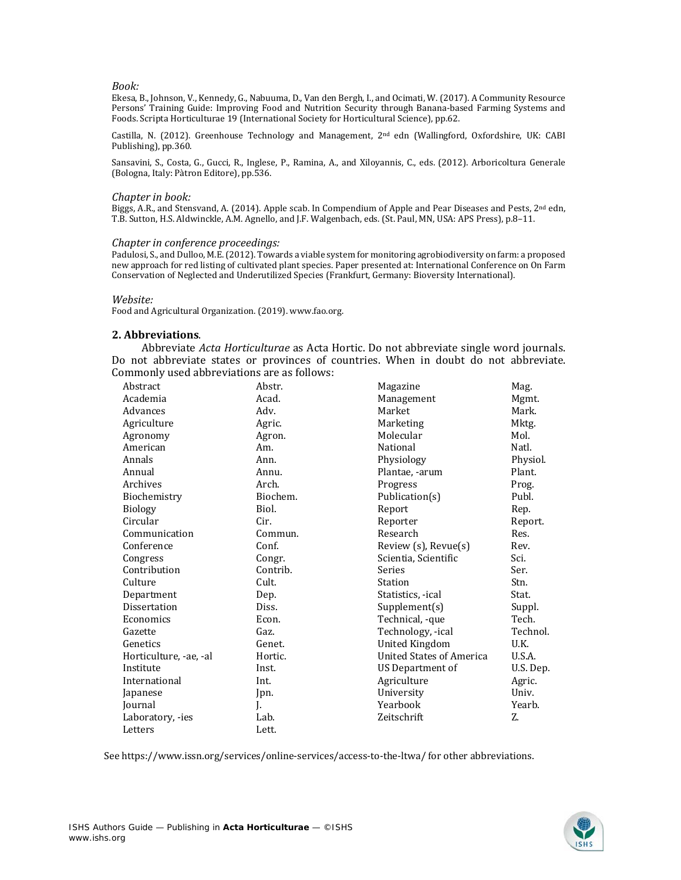*Book:*

Ekesa, B., Johnson, V., Kennedy, G., Nabuuma, D., Van den Bergh, I., and Ocimati, W. (2017). A Community Resource Persons' Training Guide: Improving Food and Nutrition Security through Banana-based Farming Systems and Foods. Scripta Horticulturae 19 (International Society for Horticultural Science), pp.62.

Castilla, N. (2012). Greenhouse Technology and Management, 2nd edn (Wallingford, Oxfordshire, UK: CABI Publishing), pp.360.

Sansavini, S., Costa, G., Gucci, R., Inglese, P., Ramina, A., and Xiloyannis, C., eds. (2012). Arboricoltura Generale (Bologna, Italy: Pàtron Editore), pp.536.

*Chapter in book:*

Biggs, A.R., and Stensvand, A. (2014). Apple scab. In Compendium of Apple and Pear Diseases and Pests, 2nd edn, T.B. Sutton, H.S. Aldwinckle, A.M. Agnello, and J.F. Walgenbach, eds. (St. Paul, MN, USA: APS Press), p.8–11.

*Chapter in conference proceedings:*

Padulosi, S., and Dulloo, M.E. (2012). Towards a viable system for monitoring agrobiodiversity on farm: a proposed new approach for red listing of cultivated plant species. Paper presented at: International Conference on On Farm Conservation of Neglected and Underutilized Species (Frankfurt, Germany: Bioversity International).

*Website:*

Food and Agricultural Organization. (2019). www.fao.org.

## 2. Abbreviations.

Abbreviate *Acta Horticulturae* as Acta Hortic. Do not abbreviate single word journals. Do not abbreviate states or provinces of countries. When in doubt do not abbreviate. Commonly used abbreviations are as follows:

| | | | |
|---|---|---|---|
| Abstract | Abstr. | Magazine | Mag. |
| Academia | Acad. | Management | Mgmt. |
| Advances | Adv. | Market | Mark. |
| Agriculture | Agric. | Marketing | Mktg. |
| Agronomy | Agron. | Molecular | Mol. |
| American | Am. | National | Natl. |
| Annals | Ann. | Physiology | Physiol. |
| Annual | Annu. | Plantae, -arum | Plant. |
| Archives | Arch. | Progress | Prog. |
| Biochemistry | Biochem. | Publication(s) | Publ. |
| Biology | Biol. | Report | Rep. |
| Circular | Cir. | Reporter | Report. |
| Communication | Commun. | Research | Res. |
| Conference | Conf. | Review (s), Revue(s) | Rev. |
| Congress | Congr. | Scientia, Scientific | Sci. |
| Contribution | Contrib. | Series | Ser. |
| Culture | Cult. | Station | Stn. |
| Department | Dep. | Statistics, -ical | Stat. |
| Dissertation | Diss. | Supplement(s) | Suppl. |
| Economics | Econ. | Technical, -que | Tech. |
| Gazette | Gaz. | Technology, -ical | Technol. |
| Genetics | Genet. | United Kingdom | U.K. |
| Horticulture, -ae, -al | Hortic. | United States of America | U.S.A. |
| Institute | Inst. | US Department of | U.S. Dep. |
| International | Int. | Agriculture | Agric. |
| Japanese | Jpn. | University | Univ. |
| Journal | J. | Yearbook | Yearb. |
| Laboratory, -ies | Lab. | Zeitschrift | Z. |
| Letters | Lett. | | |

See https://www.issn.org/services/online-services/access-to-the-ltwa/ for other abbreviations.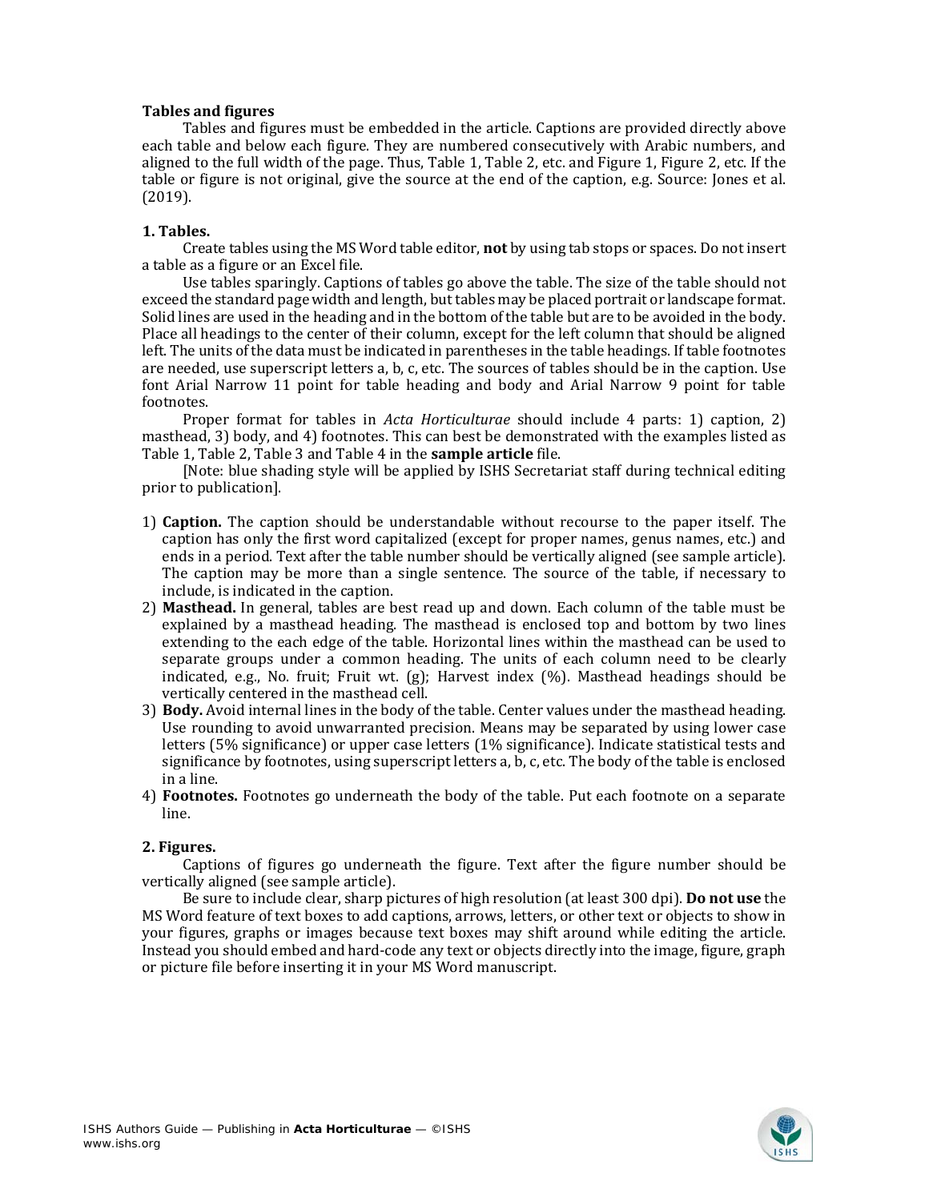**Tables and figures**

Tables and figures must be embedded in the article. Captions are provided directly above each table and below each figure. They are numbered consecutively with Arabic numbers, and aligned to the full width of the page. Thus, Table 1, Table 2, etc. and Figure 1, Figure 2, etc. If the table or figure is not original, give the source at the end of the caption, e.g. Source: Jones et al. (2019).

**1. Tables.**

Create tables using the MS Word table editor, **not** by using tab stops or spaces. Do not insert a table as a figure or an Excel file.

Use tables sparingly. Captions of tables go above the table. The size of the table should not exceed the standard page width and length, but tables may be placed portrait or landscape format. Solid lines are used in the heading and in the bottom of the table but are to be avoided in the body. Place all headings to the center of their column, except for the left column that should be aligned left. The units of the data must be indicated in parentheses in the table headings. If table footnotes are needed, use superscript letters a, b, c, etc. The sources of tables should be in the caption. Use font Arial Narrow 11 point for table heading and body and Arial Narrow 9 point for table footnotes.

Proper format for tables in *Acta Horticulturae* should include 4 parts: 1) caption, 2) masthead, 3) body, and 4) footnotes. This can best be demonstrated with the examples listed as Table 1, Table 2, Table 3 and Table 4 in the **sample article** file.

[Note: blue shading style will be applied by ISHS Secretariat staff during technical editing prior to publication].

1) **Caption.** The caption should be understandable without recourse to the paper itself. The caption has only the first word capitalized (except for proper names, genus names, etc.) and ends in a period. Text after the table number should be vertically aligned (see sample article). The caption may be more than a single sentence. The source of the table, if necessary to include, is indicated in the caption.
2) **Masthead.** In general, tables are best read up and down. Each column of the table must be explained by a masthead heading. The masthead is enclosed top and bottom by two lines extending to the each edge of the table. Horizontal lines within the masthead can be used to separate groups under a common heading. The units of each column need to be clearly indicated, e.g., No. fruit; Fruit wt. (g); Harvest index (%). Masthead headings should be vertically centered in the masthead cell.
3) **Body.** Avoid internal lines in the body of the table. Center values under the masthead heading. Use rounding to avoid unwarranted precision. Means may be separated by using lower case letters (5% significance) or upper case letters (1% significance). Indicate statistical tests and significance by footnotes, using superscript letters a, b, c, etc. The body of the table is enclosed in a line.
4) **Footnotes.** Footnotes go underneath the body of the table. Put each footnote on a separate line.

**2. Figures.**

Captions of figures go underneath the figure. Text after the figure number should be vertically aligned (see sample article).

Be sure to include clear, sharp pictures of high resolution (at least 300 dpi). **Do not use** the MS Word feature of text boxes to add captions, arrows, letters, or other text or objects to show in your figures, graphs or images because text boxes may shift around while editing the article. Instead you should embed and hard-code any text or objects directly into the image, figure, graph or picture file before inserting it in your MS Word manuscript.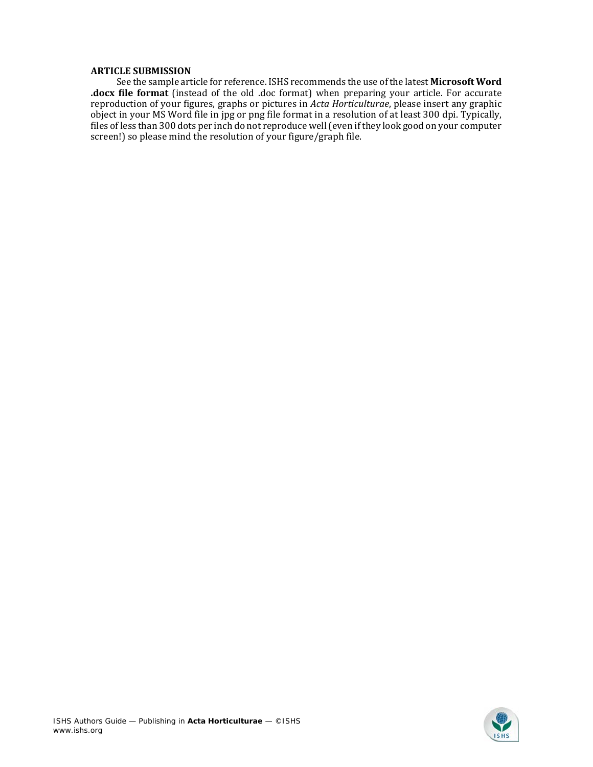**ARTICLE SUBMISSION**

See the sample article for reference. ISHS recommends the use of the latest **Microsoft Word .docx file format** (instead of the old .doc format) when preparing your article. For accurate reproduction of your figures, graphs or pictures in *Acta Horticulturae*, please insert any graphic object in your MS Word file in jpg or png file format in a resolution of at least 300 dpi. Typically, files of less than 300 dots per inch do not reproduce well (even if they look good on your computer screen!) so please mind the resolution of your figure/graph file.